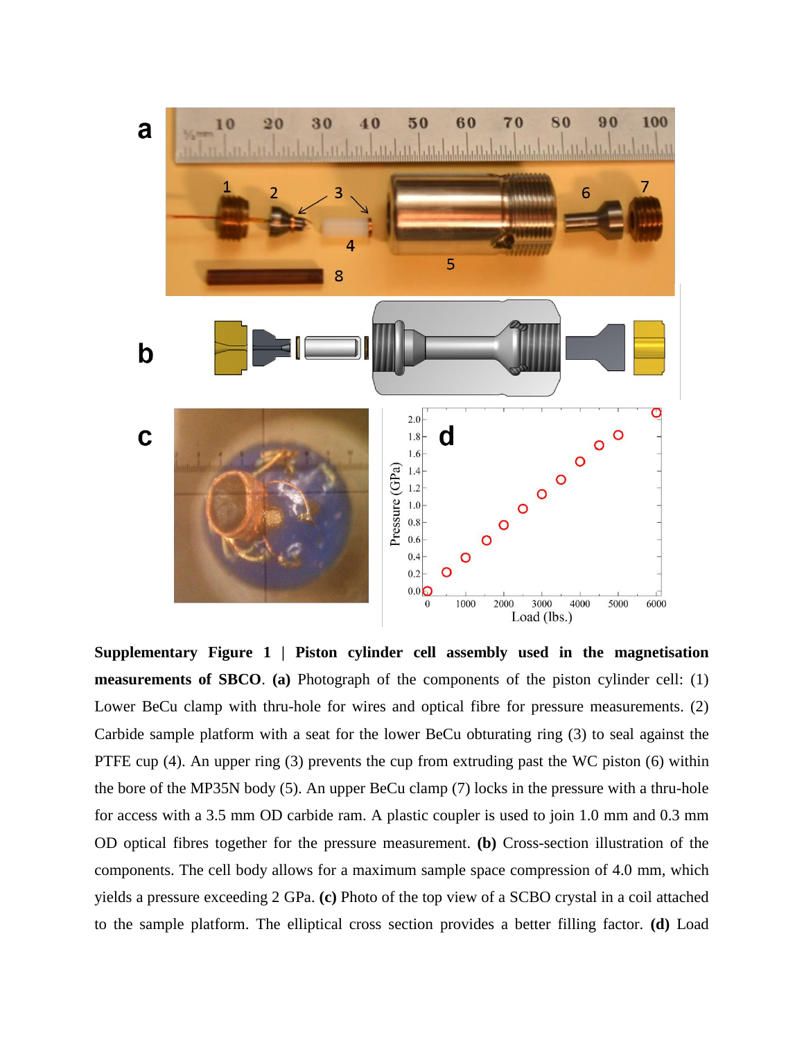**Supplementary Figure 1 | Piston cylinder cell assembly used in the magnetisation measurements of SBCO**. **(a)** Photograph of the components of the piston cylinder cell: (1) Lower BeCu clamp with thru-hole for wires and optical fibre for pressure measurements. (2) Carbide sample platform with a seat for the lower BeCu obturating ring (3) to seal against the PTFE cup (4). An upper ring (3) prevents the cup from extruding past the WC piston (6) within the bore of the MP35N body (5). An upper BeCu clamp (7) locks in the pressure with a thru-hole for access with a 3.5 mm OD carbide ram. A plastic coupler is used to join 1.0 mm and 0.3 mm OD optical fibres together for the pressure measurement. **(b)** Cross-section illustration of the components. The cell body allows for a maximum sample space compression of 4.0 mm, which yields a pressure exceeding 2 GPa. **(c)** Photo of the top view of a SCBO crystal in a coil attached to the sample platform. The elliptical cross section provides a better filling factor. **(d)** Load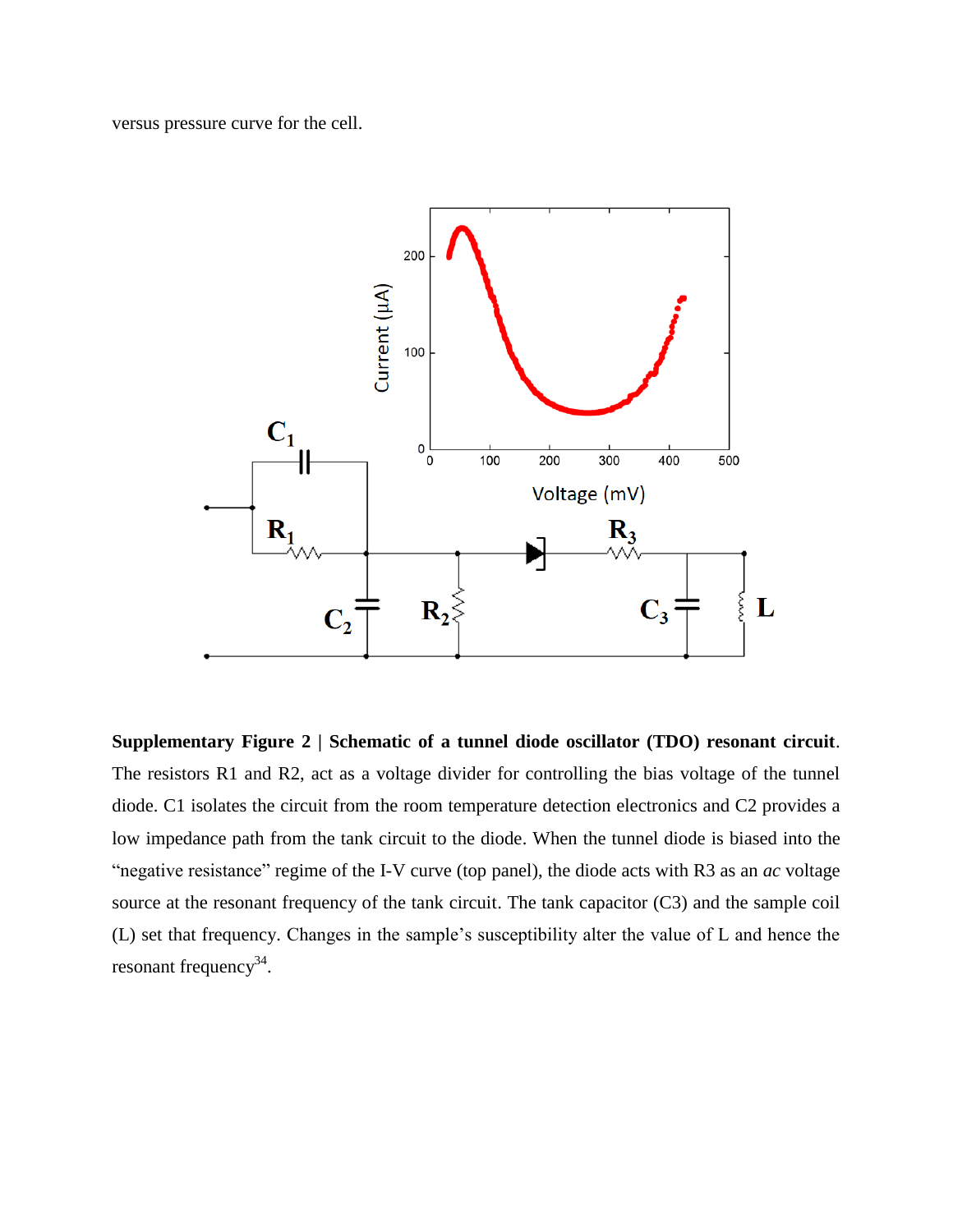versus pressure curve for the cell.

**Supplementary Figure 2 | Schematic of a tunnel diode oscillator (TDO) resonant circuit**. The resistors R1 and R2, act as a voltage divider for controlling the bias voltage of the tunnel diode. C1 isolates the circuit from the room temperature detection electronics and C2 provides a low impedance path from the tank circuit to the diode. When the tunnel diode is biased into the "negative resistance" regime of the I-V curve (top panel), the diode acts with R3 as an *ac* voltage source at the resonant frequency of the tank circuit. The tank capacitor (C3) and the sample coil (L) set that frequency. Changes in the sample's susceptibility alter the value of L and hence the resonant frequency[34].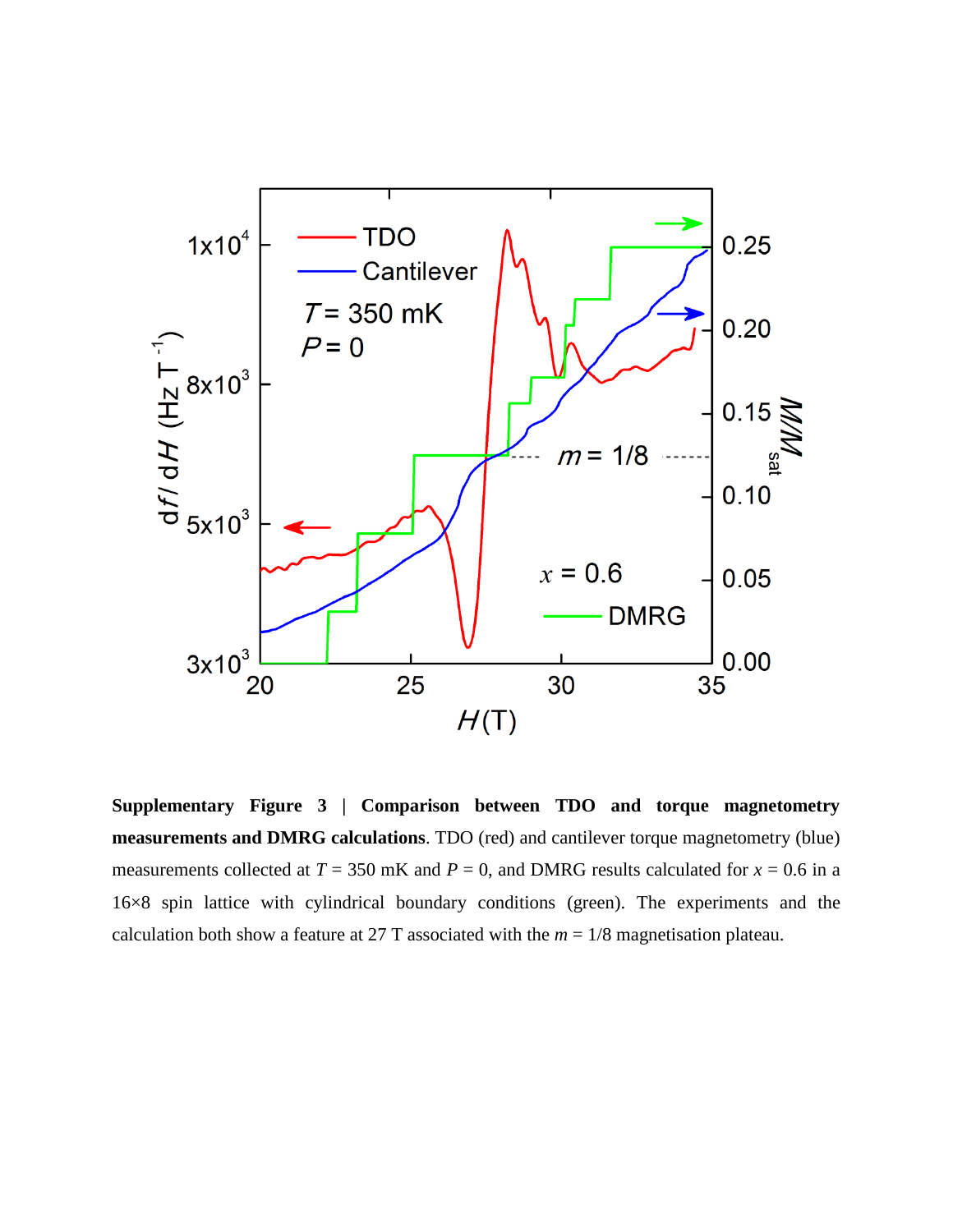**Supplementary Figure 3 | Comparison between TDO and torque magnetometry measurements and DMRG calculations**. TDO (red) and cantilever torque magnetometry (blue) measurements collected at $T$ = 350 mK and $P$ = 0, and DMRG results calculated for $x$ = 0.6 in a 16×8 spin lattice with cylindrical boundary conditions (green). The experiments and the calculation both show a feature at 27 T associated with the $m$ = 1/8 magnetisation plateau.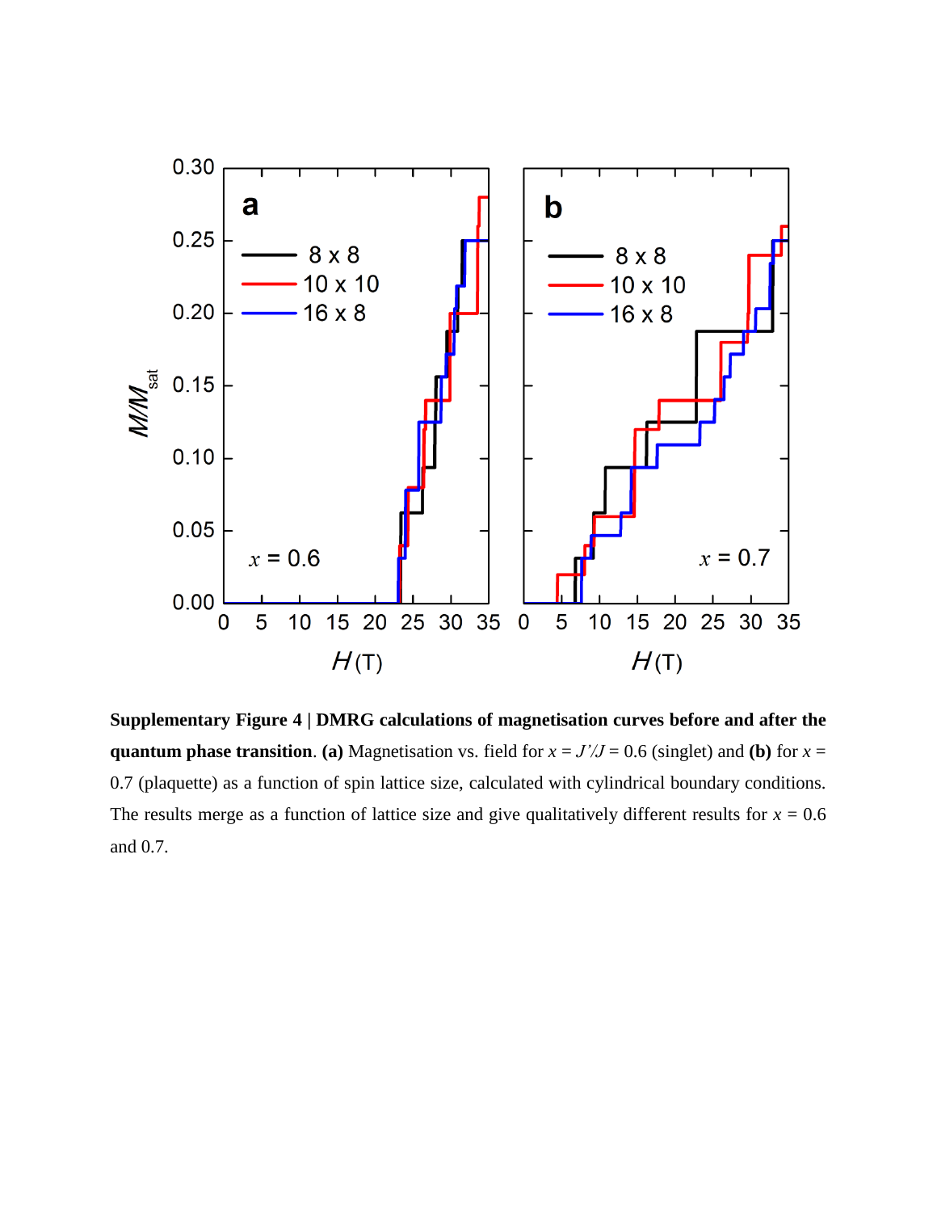**Supplementary Figure 4 | DMRG calculations of magnetisation curves before and after the quantum phase transition**. **(a)** Magnetisation vs. field for $x = J'/J = 0.6$ (singlet) and **(b)** for $x = 0.7$ (plaquette) as a function of spin lattice size, calculated with cylindrical boundary conditions. The results merge as a function of lattice size and give qualitatively different results for $x = 0.6$ and 0.7.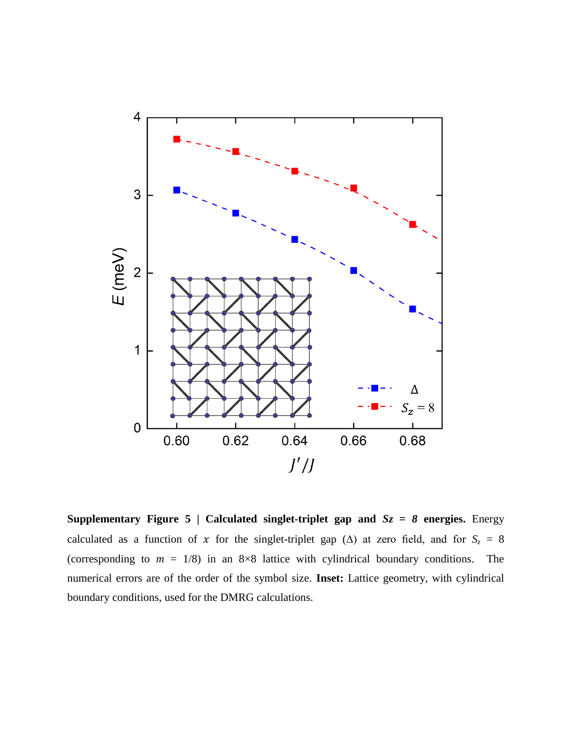**Supplementary Figure 5 | Calculated singlet-triplet gap and *Sz* = *8* energies.** Energy calculated as a function of $x$ for the singlet-triplet gap ($\Delta$) at zero field, and for $S_z$ = 8 (corresponding to $m$ = 1/8) in an 8×8 lattice with cylindrical boundary conditions. The numerical errors are of the order of the symbol size. **Inset:** Lattice geometry, with cylindrical boundary conditions, used for the DMRG calculations.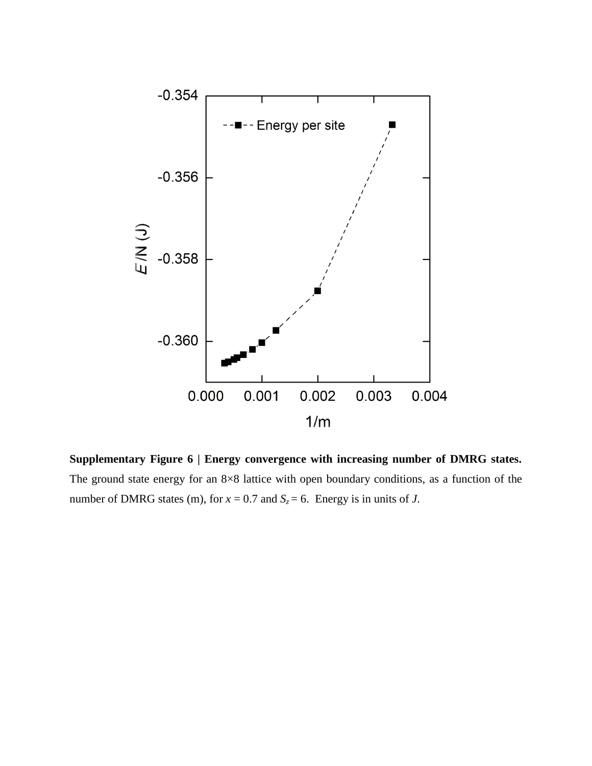-0.354

-0.356

-0.358

-0.360

--■-- Energy per site

$E$/N (J)

0.000 0.001 0.002 0.003 0.004

1/m

**Supplementary Figure 6 | Energy convergence with increasing number of DMRG states.** The ground state energy for an 8×8 lattice with open boundary conditions, as a function of the number of DMRG states (m), for $x = 0.7$ and $S_z = 6$. Energy is in units of $J$.